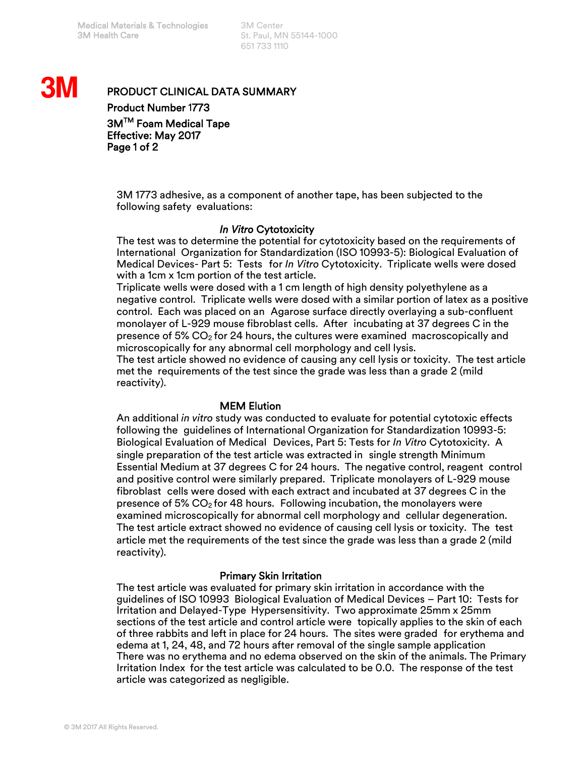Medical Materials & Technologies
3M Health Care

3M Center
St. Paul, MN 55144-1000
651 733 1110

3M

# PRODUCT CLINICAL DATA SUMMARY

**Product Number 1773**

**3M™ Foam Medical Tape**

**Effective: May 2017**

**Page 1 of 2**

3M 1773 adhesive, as a component of another tape, has been subjected to the following safety evaluations:

## *In Vitro* Cytotoxicity

The test was to determine the potential for cytotoxicity based on the requirements of International Organization for Standardization (ISO 10993-5): Biological Evaluation of Medical Devices- Part 5: Tests for *In Vitro* Cytotoxicity. Triplicate wells were dosed with a 1cm x 1cm portion of the test article.
Triplicate wells were dosed with a 1 cm length of high density polyethylene as a negative control. Triplicate wells were dosed with a similar portion of latex as a positive control. Each was placed on an Agarose surface directly overlaying a sub-confluent monolayer of L-929 mouse fibroblast cells. After incubating at 37 degrees C in the presence of 5% $CO_2$ for 24 hours, the cultures were examined macroscopically and microscopically for any abnormal cell morphology and cell lysis.
The test article showed no evidence of causing any cell lysis or toxicity. The test article met the requirements of the test since the grade was less than a grade 2 (mild reactivity).

## MEM Elution

An additional *in vitro* study was conducted to evaluate for potential cytotoxic effects following the guidelines of International Organization for Standardization 10993-5: Biological Evaluation of Medical Devices, Part 5: Tests for *In Vitro* Cytotoxicity. A single preparation of the test article was extracted in single strength Minimum Essential Medium at 37 degrees C for 24 hours. The negative control, reagent control and positive control were similarly prepared. Triplicate monolayers of L-929 mouse fibroblast cells were dosed with each extract and incubated at 37 degrees C in the presence of 5% $CO_2$ for 48 hours. Following incubation, the monolayers were examined microscopically for abnormal cell morphology and cellular degeneration.
The test article extract showed no evidence of causing cell lysis or toxicity. The test article met the requirements of the test since the grade was less than a grade 2 (mild reactivity).

## Primary Skin Irritation

The test article was evaluated for primary skin irritation in accordance with the guidelines of ISO 10993 Biological Evaluation of Medical Devices – Part 10: Tests for Irritation and Delayed-Type Hypersensitivity. Two approximate 25mm x 25mm sections of the test article and control article were topically applies to the skin of each of three rabbits and left in place for 24 hours. The sites were graded for erythema and edema at 1, 24, 48, and 72 hours after removal of the single sample application
There was no erythema and no edema observed on the skin of the animals. The Primary Irritation Index for the test article was calculated to be 0.0. The response of the test article was categorized as negligible.

© 3M 2017 All Rights Reserved.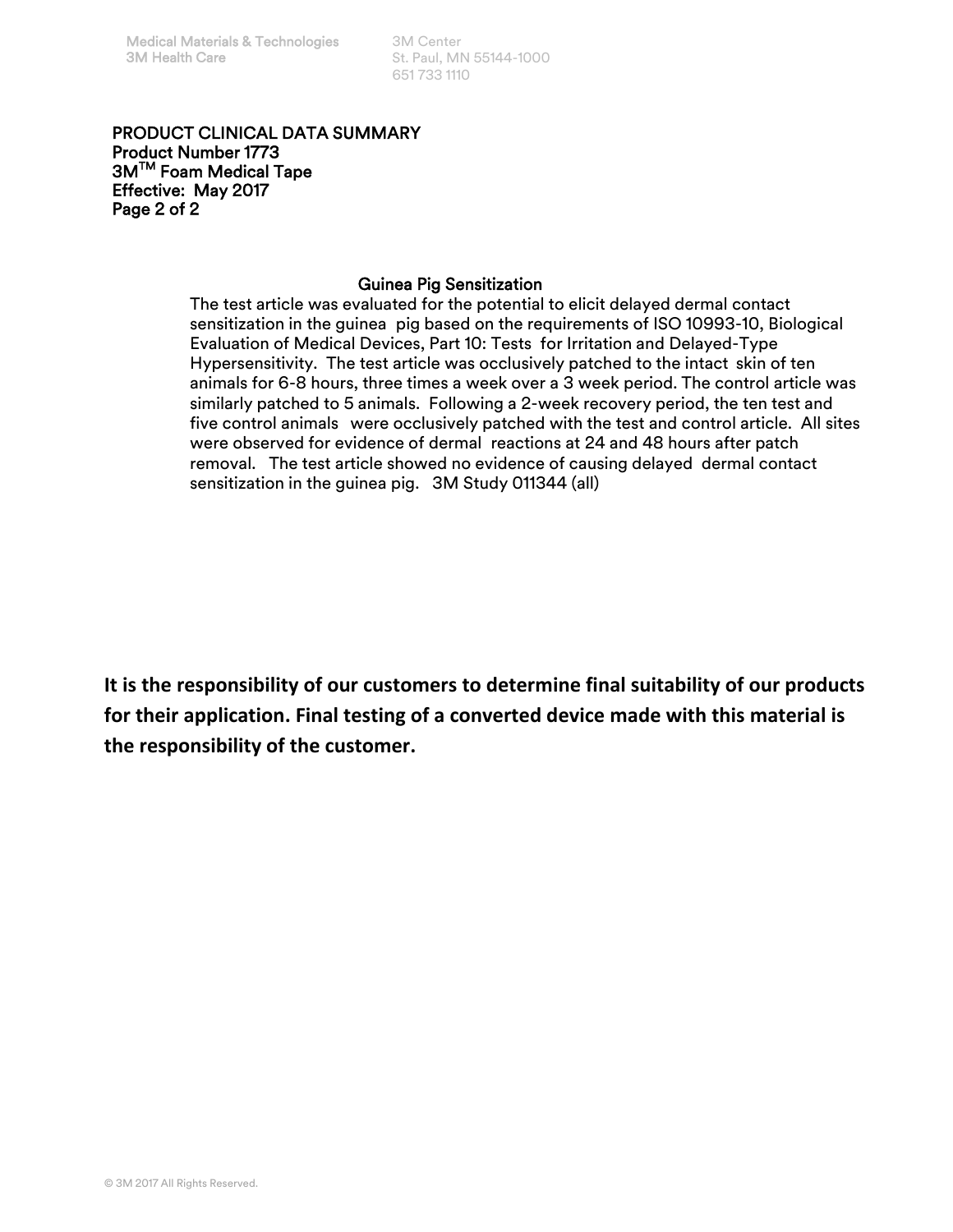PRODUCT CLINICAL DATA SUMMARY
Product Number 1773
3M™ Foam Medical Tape
Effective: May 2017

## Guinea Pig Sensitization

The test article was evaluated for the potential to elicit delayed dermal contact sensitization in the guinea pig based on the requirements of ISO 10993-10, Biological Evaluation of Medical Devices, Part 10: Tests for Irritation and Delayed-Type Hypersensitivity. The test article was occlusively patched to the intact skin of ten animals for 6-8 hours, three times a week over a 3 week period. The control article was similarly patched to 5 animals. Following a 2-week recovery period, the ten test and five control animals were occlusively patched with the test and control article. All sites were observed for evidence of dermal reactions at 24 and 48 hours after patch removal. The test article showed no evidence of causing delayed dermal contact sensitization in the guinea pig. 3M Study 011344 (all)

**It is the responsibility of our customers to determine final suitability of our products for their application. Final testing of a converted device made with this material is the responsibility of the customer.**